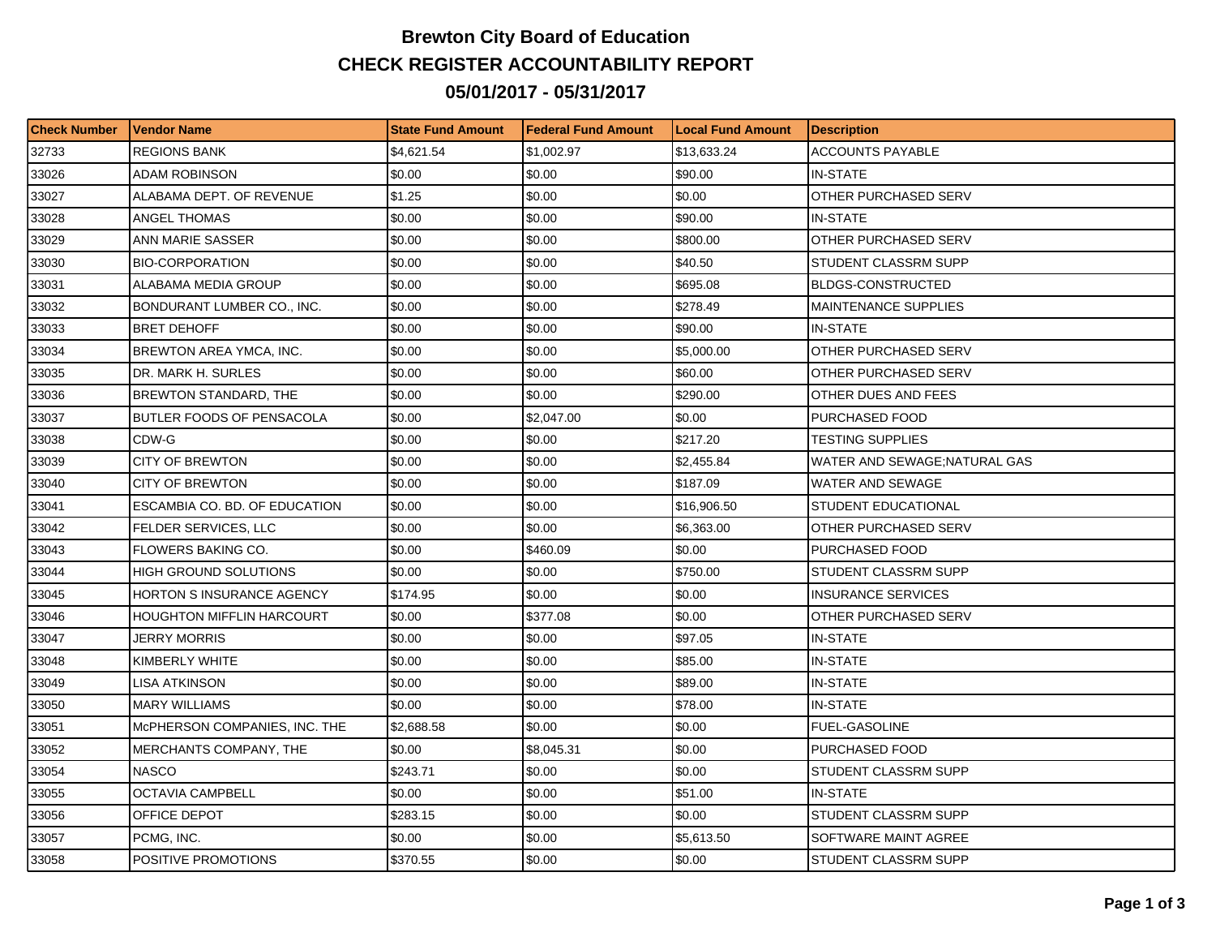# Brewton City Board of Education
## CHECK REGISTER ACCOUNTABILITY REPORT
## 05/01/2017 - 05/31/2017

| Check Number | Vendor Name | State Fund Amount | Federal Fund Amount | Local Fund Amount | Description |
|---|---|---|---|---|---|
| 32733 | REGIONS BANK | $4,621.54 | $1,002.97 | $13,633.24 | ACCOUNTS PAYABLE |
| 33026 | ADAM ROBINSON | $0.00 | $0.00 | $90.00 | IN-STATE |
| 33027 | ALABAMA DEPT. OF REVENUE | $1.25 | $0.00 | $0.00 | OTHER PURCHASED SERV |
| 33028 | ANGEL THOMAS | $0.00 | $0.00 | $90.00 | IN-STATE |
| 33029 | ANN MARIE SASSER | $0.00 | $0.00 | $800.00 | OTHER PURCHASED SERV |
| 33030 | BIO-CORPORATION | $0.00 | $0.00 | $40.50 | STUDENT CLASSRM SUPP |
| 33031 | ALABAMA MEDIA GROUP | $0.00 | $0.00 | $695.08 | BLDGS-CONSTRUCTED |
| 33032 | BONDURANT LUMBER CO., INC. | $0.00 | $0.00 | $278.49 | MAINTENANCE SUPPLIES |
| 33033 | BRET DEHOFF | $0.00 | $0.00 | $90.00 | IN-STATE |
| 33034 | BREWTON AREA YMCA, INC. | $0.00 | $0.00 | $5,000.00 | OTHER PURCHASED SERV |
| 33035 | DR. MARK H. SURLES | $0.00 | $0.00 | $60.00 | OTHER PURCHASED SERV |
| 33036 | BREWTON STANDARD, THE | $0.00 | $0.00 | $290.00 | OTHER DUES AND FEES |
| 33037 | BUTLER FOODS OF PENSACOLA | $0.00 | $2,047.00 | $0.00 | PURCHASED FOOD |
| 33038 | CDW-G | $0.00 | $0.00 | $217.20 | TESTING SUPPLIES |
| 33039 | CITY OF BREWTON | $0.00 | $0.00 | $2,455.84 | WATER AND SEWAGE;NATURAL GAS |
| 33040 | CITY OF BREWTON | $0.00 | $0.00 | $187.09 | WATER AND SEWAGE |
| 33041 | ESCAMBIA CO. BD. OF EDUCATION | $0.00 | $0.00 | $16,906.50 | STUDENT EDUCATIONAL |
| 33042 | FELDER SERVICES, LLC | $0.00 | $0.00 | $6,363.00 | OTHER PURCHASED SERV |
| 33043 | FLOWERS BAKING CO. | $0.00 | $460.09 | $0.00 | PURCHASED FOOD |
| 33044 | HIGH GROUND SOLUTIONS | $0.00 | $0.00 | $750.00 | STUDENT CLASSRM SUPP |
| 33045 | HORTON S INSURANCE AGENCY | $174.95 | $0.00 | $0.00 | INSURANCE SERVICES |
| 33046 | HOUGHTON MIFFLIN HARCOURT | $0.00 | $377.08 | $0.00 | OTHER PURCHASED SERV |
| 33047 | JERRY MORRIS | $0.00 | $0.00 | $97.05 | IN-STATE |
| 33048 | KIMBERLY WHITE | $0.00 | $0.00 | $85.00 | IN-STATE |
| 33049 | LISA ATKINSON | $0.00 | $0.00 | $89.00 | IN-STATE |
| 33050 | MARY WILLIAMS | $0.00 | $0.00 | $78.00 | IN-STATE |
| 33051 | McPHERSON COMPANIES, INC. THE | $2,688.58 | $0.00 | $0.00 | FUEL-GASOLINE |
| 33052 | MERCHANTS COMPANY, THE | $0.00 | $8,045.31 | $0.00 | PURCHASED FOOD |
| 33054 | NASCO | $243.71 | $0.00 | $0.00 | STUDENT CLASSRM SUPP |
| 33055 | OCTAVIA CAMPBELL | $0.00 | $0.00 | $51.00 | IN-STATE |
| 33056 | OFFICE DEPOT | $283.15 | $0.00 | $0.00 | STUDENT CLASSRM SUPP |
| 33057 | PCMG, INC. | $0.00 | $0.00 | $5,613.50 | SOFTWARE MAINT AGREE |
| 33058 | POSITIVE PROMOTIONS | $370.55 | $0.00 | $0.00 | STUDENT CLASSRM SUPP |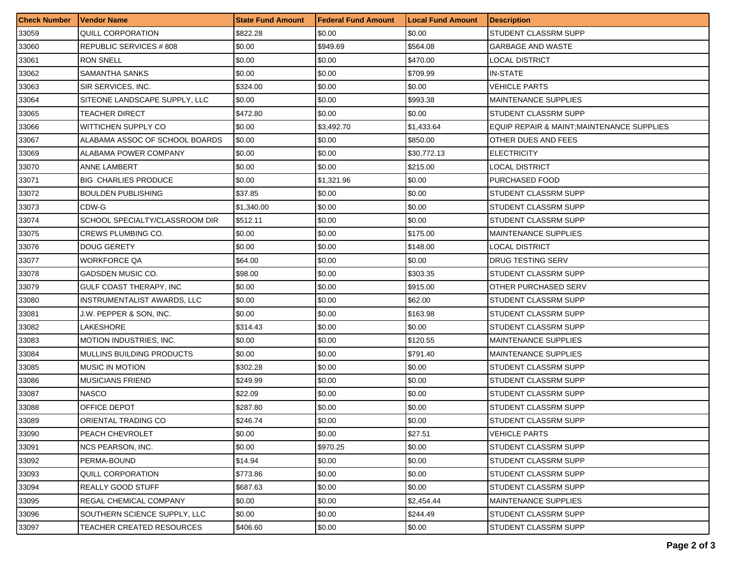| Check Number | Vendor Name | State Fund Amount | Federal Fund Amount | Local Fund Amount | Description |
|---|---|---|---|---|---|
| 33059 | QUILL CORPORATION | $822.28 | $0.00 | $0.00 | STUDENT CLASSRM SUPP |
| 33060 | REPUBLIC SERVICES # 808 | $0.00 | $949.69 | $564.08 | GARBAGE AND WASTE |
| 33061 | RON SNELL | $0.00 | $0.00 | $470.00 | LOCAL DISTRICT |
| 33062 | SAMANTHA SANKS | $0.00 | $0.00 | $709.99 | IN-STATE |
| 33063 | SIR SERVICES, INC. | $324.00 | $0.00 | $0.00 | VEHICLE PARTS |
| 33064 | SITEONE LANDSCAPE SUPPLY, LLC | $0.00 | $0.00 | $993.38 | MAINTENANCE SUPPLIES |
| 33065 | TEACHER DIRECT | $472.80 | $0.00 | $0.00 | STUDENT CLASSRM SUPP |
| 33066 | WITTICHEN SUPPLY CO | $0.00 | $3,492.70 | $1,433.64 | EQUIP REPAIR & MAINT;MAINTENANCE SUPPLIES |
| 33067 | ALABAMA ASSOC OF SCHOOL BOARDS | $0.00 | $0.00 | $850.00 | OTHER DUES AND FEES |
| 33069 | ALABAMA POWER COMPANY | $0.00 | $0.00 | $30,772.13 | ELECTRICITY |
| 33070 | ANNE LAMBERT | $0.00 | $0.00 | $215.00 | LOCAL DISTRICT |
| 33071 | BIG CHARLIES PRODUCE | $0.00 | $1,321.96 | $0.00 | PURCHASED FOOD |
| 33072 | BOULDEN PUBLISHING | $37.85 | $0.00 | $0.00 | STUDENT CLASSRM SUPP |
| 33073 | CDW-G | $1,340.00 | $0.00 | $0.00 | STUDENT CLASSRM SUPP |
| 33074 | SCHOOL SPECIALTY/CLASSROOM DIR | $512.11 | $0.00 | $0.00 | STUDENT CLASSRM SUPP |
| 33075 | CREWS PLUMBING CO. | $0.00 | $0.00 | $175.00 | MAINTENANCE SUPPLIES |
| 33076 | DOUG GERETY | $0.00 | $0.00 | $148.00 | LOCAL DISTRICT |
| 33077 | WORKFORCE QA | $64.00 | $0.00 | $0.00 | DRUG TESTING SERV |
| 33078 | GADSDEN MUSIC CO. | $98.00 | $0.00 | $303.35 | STUDENT CLASSRM SUPP |
| 33079 | GULF COAST THERAPY, INC | $0.00 | $0.00 | $915.00 | OTHER PURCHASED SERV |
| 33080 | INSTRUMENTALIST AWARDS, LLC | $0.00 | $0.00 | $62.00 | STUDENT CLASSRM SUPP |
| 33081 | J.W. PEPPER & SON, INC. | $0.00 | $0.00 | $163.98 | STUDENT CLASSRM SUPP |
| 33082 | LAKESHORE | $314.43 | $0.00 | $0.00 | STUDENT CLASSRM SUPP |
| 33083 | MOTION INDUSTRIES, INC. | $0.00 | $0.00 | $120.55 | MAINTENANCE SUPPLIES |
| 33084 | MULLINS BUILDING PRODUCTS | $0.00 | $0.00 | $791.40 | MAINTENANCE SUPPLIES |
| 33085 | MUSIC IN MOTION | $302.28 | $0.00 | $0.00 | STUDENT CLASSRM SUPP |
| 33086 | MUSICIANS FRIEND | $249.99 | $0.00 | $0.00 | STUDENT CLASSRM SUPP |
| 33087 | NASCO | $22.09 | $0.00 | $0.00 | STUDENT CLASSRM SUPP |
| 33088 | OFFICE DEPOT | $287.80 | $0.00 | $0.00 | STUDENT CLASSRM SUPP |
| 33089 | ORIENTAL TRADING CO | $246.74 | $0.00 | $0.00 | STUDENT CLASSRM SUPP |
| 33090 | PEACH CHEVROLET | $0.00 | $0.00 | $27.51 | VEHICLE PARTS |
| 33091 | NCS PEARSON, INC. | $0.00 | $970.25 | $0.00 | STUDENT CLASSRM SUPP |
| 33092 | PERMA-BOUND | $14.94 | $0.00 | $0.00 | STUDENT CLASSRM SUPP |
| 33093 | QUILL CORPORATION | $773.86 | $0.00 | $0.00 | STUDENT CLASSRM SUPP |
| 33094 | REALLY GOOD STUFF | $687.63 | $0.00 | $0.00 | STUDENT CLASSRM SUPP |
| 33095 | REGAL CHEMICAL COMPANY | $0.00 | $0.00 | $2,454.44 | MAINTENANCE SUPPLIES |
| 33096 | SOUTHERN SCIENCE SUPPLY, LLC | $0.00 | $0.00 | $244.49 | STUDENT CLASSRM SUPP |
| 33097 | TEACHER CREATED RESOURCES | $406.60 | $0.00 | $0.00 | STUDENT CLASSRM SUPP |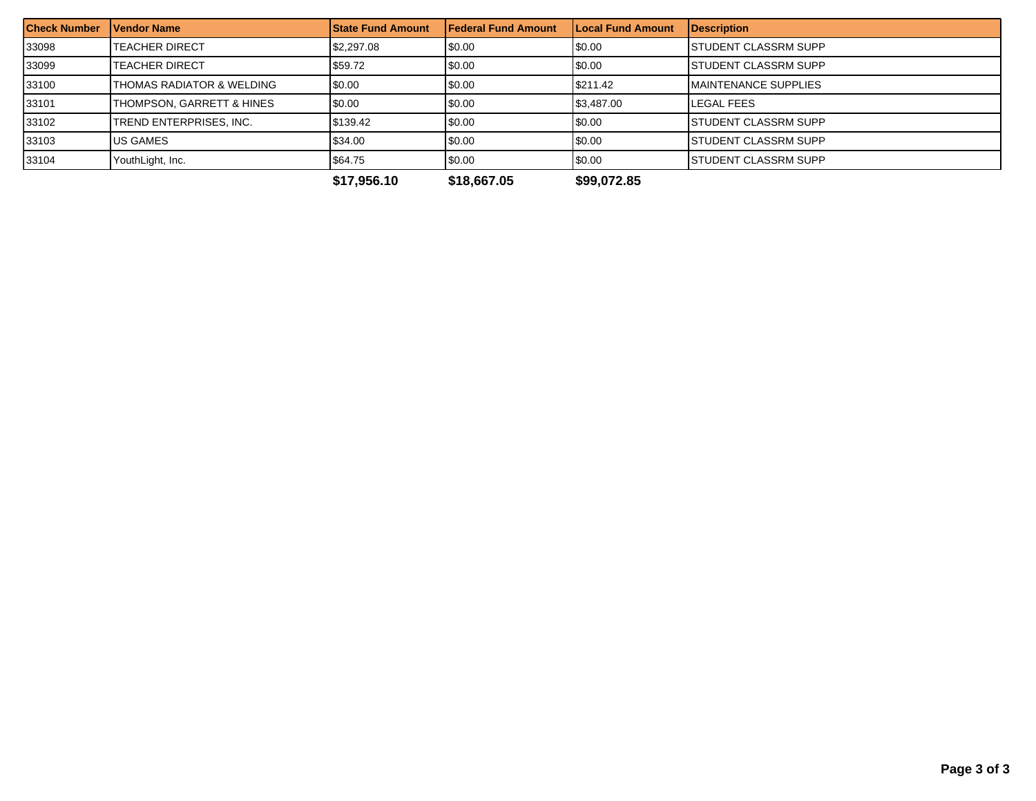| Check Number | Vendor Name | State Fund Amount | Federal Fund Amount | Local Fund Amount | Description |
|---|---|---|---|---|---|
| 33098 | TEACHER DIRECT | $2,297.08 | $0.00 | $0.00 | STUDENT CLASSRM SUPP |
| 33099 | TEACHER DIRECT | $59.72 | $0.00 | $0.00 | STUDENT CLASSRM SUPP |
| 33100 | THOMAS RADIATOR & WELDING | $0.00 | $0.00 | $211.42 | MAINTENANCE SUPPLIES |
| 33101 | THOMPSON, GARRETT & HINES | $0.00 | $0.00 | $3,487.00 | LEGAL FEES |
| 33102 | TREND ENTERPRISES, INC. | $139.42 | $0.00 | $0.00 | STUDENT CLASSRM SUPP |
| 33103 | US GAMES | $34.00 | $0.00 | $0.00 | STUDENT CLASSRM SUPP |
| 33104 | YouthLight, Inc. | $64.75 | $0.00 | $0.00 | STUDENT CLASSRM SUPP |
| | | **$17,956.10** | **$18,667.05** | **$99,072.85** | |